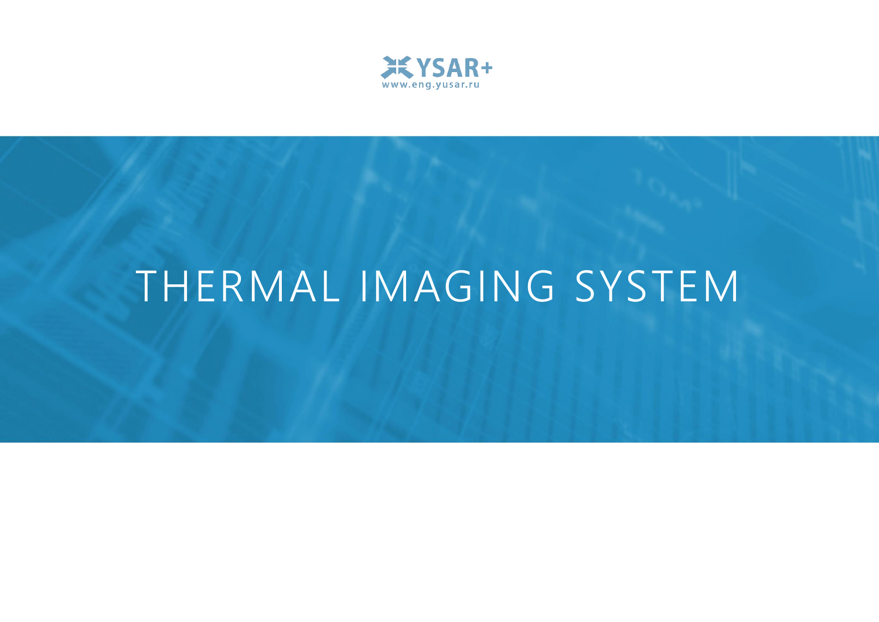YSAR+

www.eng.yusar.ru

# THERMAL IMAGING SYSTEM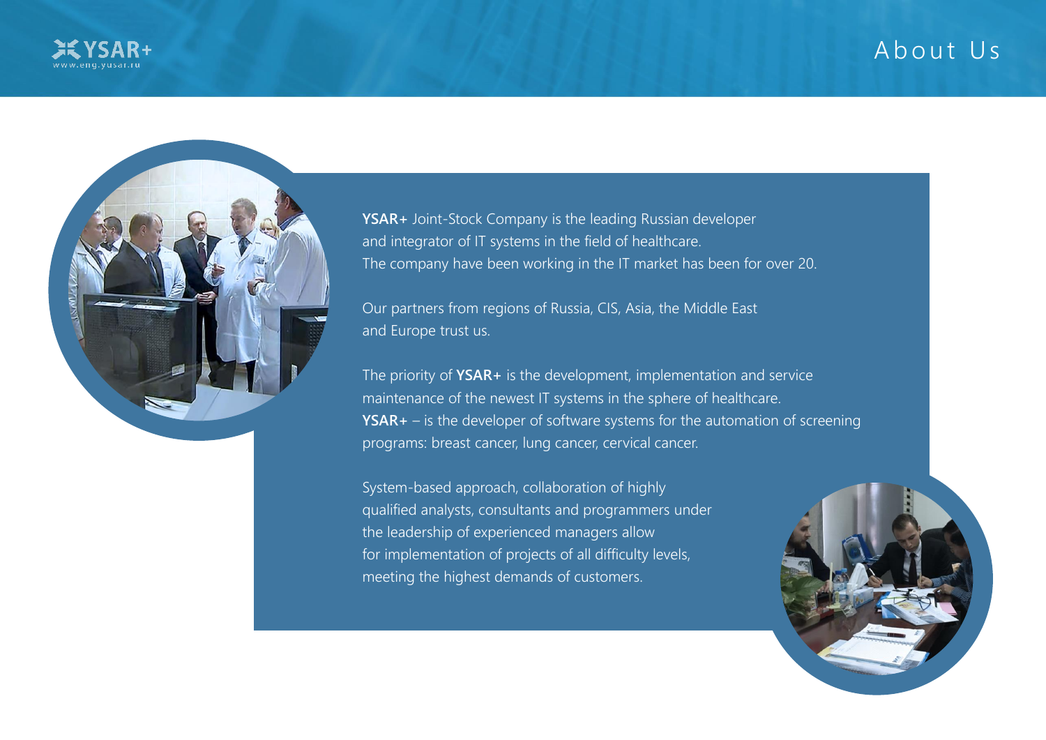# About Us

**YSAR+** Joint-Stock Company is the leading Russian developer and integrator of IT systems in the field of healthcare. The company have been working in the IT market has been for over 20.

Our partners from regions of Russia, CIS, Asia, the Middle East and Europe trust us.

The priority of **YSAR+** is the development, implementation and service maintenance of the newest IT systems in the sphere of healthcare. **YSAR+** – is the developer of software systems for the automation of screening programs: breast cancer, lung cancer, cervical cancer.

System-based approach, collaboration of highly qualified analysts, consultants and programmers under the leadership of experienced managers allow for implementation of projects of all difficulty levels, meeting the highest demands of customers.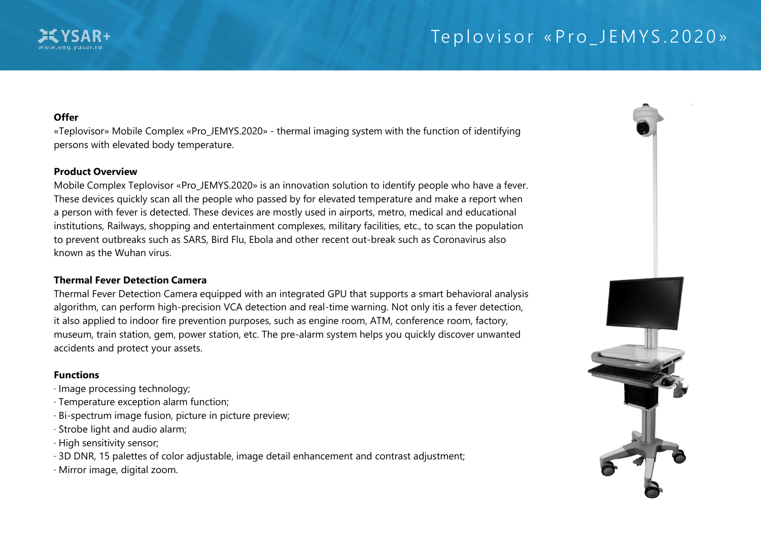# Teplovisor «Pro_JEMYS.2020»

**Offer**

«Teplovisor» Mobile Complex «Pro_JEMYS.2020» - thermal imaging system with the function of identifying persons with elevated body temperature.

**Product Overview**

Mobile Complex Teplovisor «Pro_JEMYS.2020» is an innovation solution to identify people who have a fever. These devices quickly scan all the people who passed by for elevated temperature and make a report when a person with fever is detected. These devices are mostly used in airports, metro, medical and educational institutions, Railways, shopping and entertainment complexes, military facilities, etc., to scan the population to prevent outbreaks such as SARS, Bird Flu, Ebola and other recent out-break such as Coronavirus also known as the Wuhan virus.

**Thermal Fever Detection Camera**

Thermal Fever Detection Camera equipped with an integrated GPU that supports a smart behavioral analysis algorithm, can perform high-precision VCA detection and real-time warning. Not only itis a fever detection, it also applied to indoor fire prevention purposes, such as engine room, ATM, conference room, factory, museum, train station, gem, power station, etc. The pre-alarm system helps you quickly discover unwanted accidents and protect your assets.

**Functions**

- Image processing technology;
- Temperature exception alarm function;
- Bi-spectrum image fusion, picture in picture preview;
- Strobe light and audio alarm;
- High sensitivity sensor;
- 3D DNR, 15 palettes of color adjustable, image detail enhancement and contrast adjustment;
- Mirror image, digital zoom.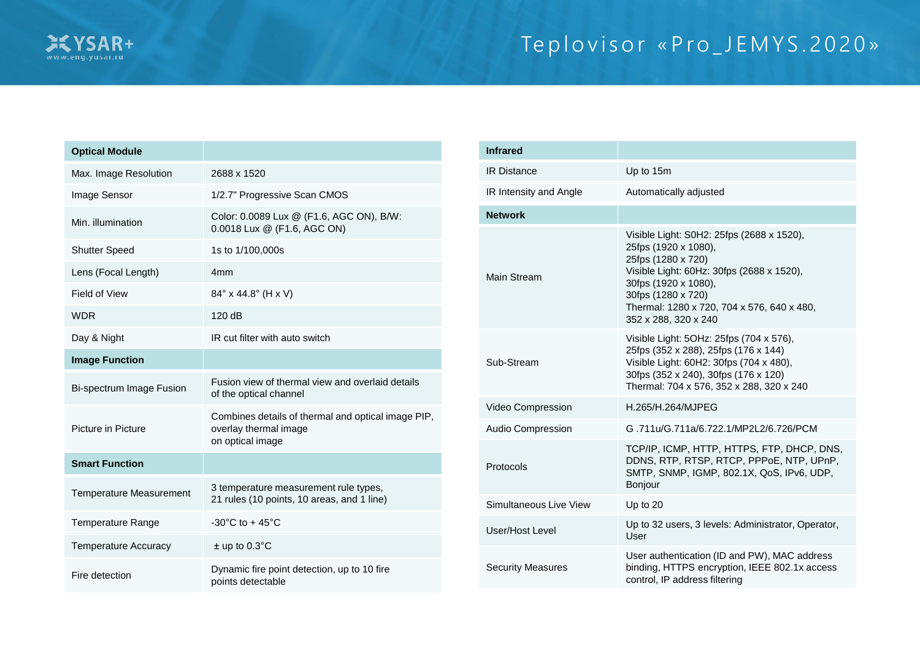# Teplovisor «Pro_JEMYS.2020»

| Optical Module | |
|---|---|
| Max. Image Resolution | 2688 x 1520 |
| Image Sensor | 1/2.7" Progressive Scan CMOS |
| Min. illumination | Color: 0.0089 Lux @ (F1.6, AGC ON), B/W: 0.0018 Lux @ (F1.6, AGC ON) |
| Shutter Speed | 1s to 1/100,000s |
| Lens (Focal Length) | 4mm |
| Field of View | 84° x 44.8° (H x V) |
| WDR | 120 dB |
| Day & Night | IR cut filter with auto switch |
| **Image Function** | |
| Bi-spectrum Image Fusion | Fusion view of thermal view and overlaid details of the optical channel |
| Picture in Picture | Combines details of thermal and optical image PIP, overlay thermal image on optical image |
| **Smart Function** | |
| Temperature Measurement | 3 temperature measurement rule types, 21 rules (10 points, 10 areas, and 1 line) |
| Temperature Range | -30°C to + 45°C |
| Temperature Accuracy | ± up to 0.3°C |
| Fire detection | Dynamic fire point detection, up to 10 fire points detectable |

| Infrared | |
|---|---|
| IR Distance | Up to 15m |
| IR Intensity and Angle | Automatically adjusted |
| **Network** | |
| Main Stream | Visible Light: S0H2: 25fps (2688 x 1520), 25fps (1920 x 1080), 25fps (1280 x 720)<br>Visible Light: 60Hz: 30fps (2688 x 1520), 30fps (1920 x 1080), 30fps (1280 x 720)<br>Thermal: 1280 x 720, 704 x 576, 640 x 480, 352 x 288, 320 x 240 |
| Sub-Stream | Visible Light: 5OHz: 25fps (704 x 576), 25fps (352 x 288), 25fps (176 x 144)<br>Visible Light: 60H2: 30fps (704 x 480), 30fps (352 x 240), 30fps (176 x 120)<br>Thermal: 704 x 576, 352 x 288, 320 x 240 |
| Video Compression | H.265/H.264/MJPEG |
| Audio Compression | G .711u/G.711a/6.722.1/MP2L2/6.726/PCM |
| Protocols | TCP/IP, ICMP, HTTP, HTTPS, FTP, DHCP, DNS, DDNS, RTP, RTSP, RTCP, PPPoE, NTP, UPnP, SMTP, SNMP, IGMP, 802.1X, QoS, IPv6, UDP, Bonjour |
| Simultaneous Live View | Up to 20 |
| User/Host Level | Up to 32 users, 3 levels: Administrator, Operator, User |
| Security Measures | User authentication (ID and PW), MAC address binding, HTTPS encryption, IEEE 802.1x access control, IP address filtering |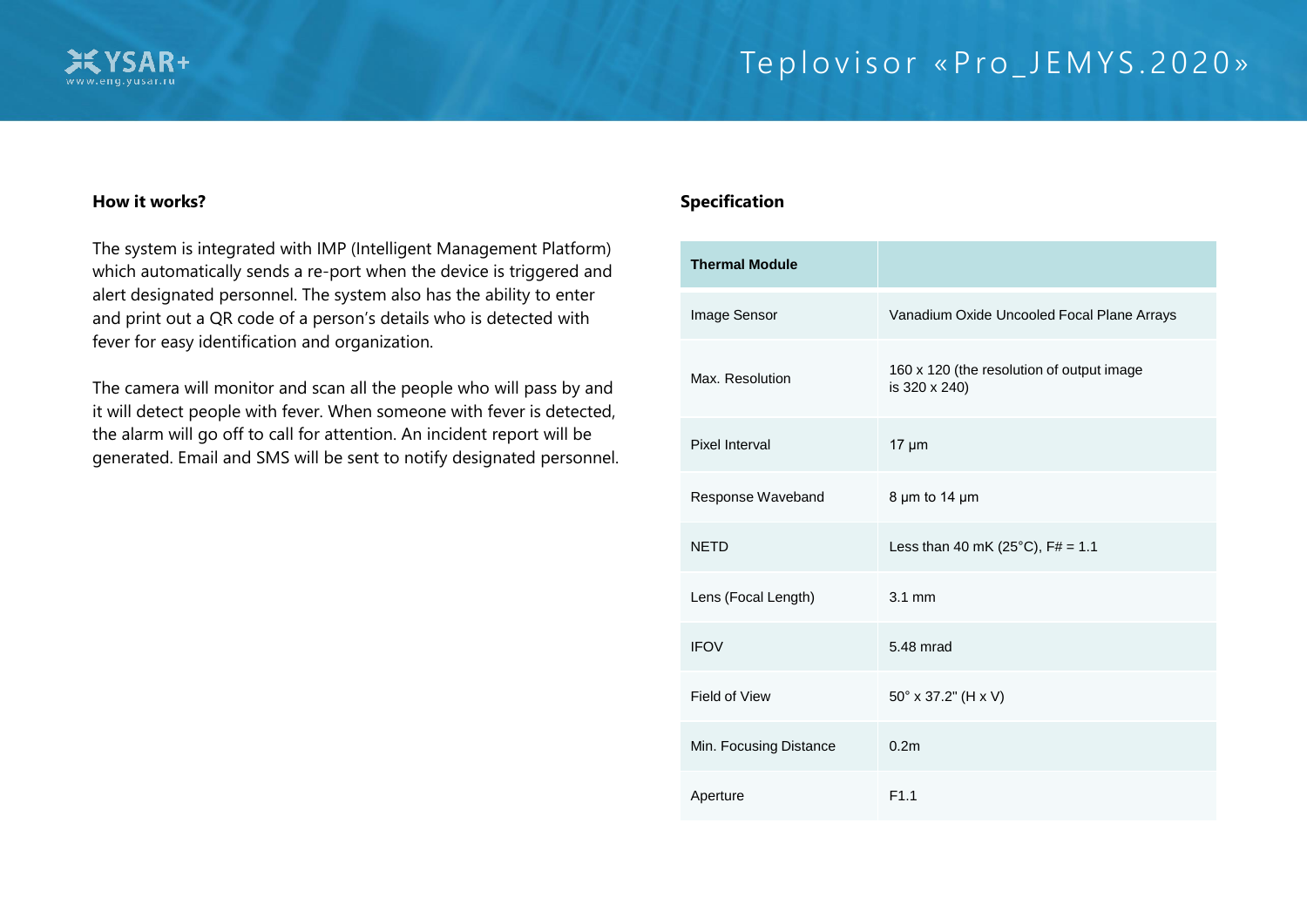## How it works?

The system is integrated with IMP (Intelligent Management Platform) which automatically sends a re-port when the device is triggered and alert designated personnel. The system also has the ability to enter and print out a QR code of a person's details who is detected with fever for easy identification and organization.

The camera will monitor and scan all the people who will pass by and it will detect people with fever. When someone with fever is detected, the alarm will go off to call for attention. An incident report will be generated. Email and SMS will be sent to notify designated personnel.

## Specification

| Thermal Module | |
|---|---|
| Image Sensor | Vanadium Oxide Uncooled Focal Plane Arrays |
| Max. Resolution | 160 x 120 (the resolution of output image is 320 x 240) |
| Pixel Interval | 17 μm |
| Response Waveband | 8 μm to 14 μm |
| NETD | Less than 40 mK (25°C), F# = 1.1 |
| Lens (Focal Length) | 3.1 mm |
| IFOV | 5.48 mrad |
| Field of View | 50° x 37.2" (H x V) |
| Min. Focusing Distance | 0.2m |
| Aperture | F1.1 |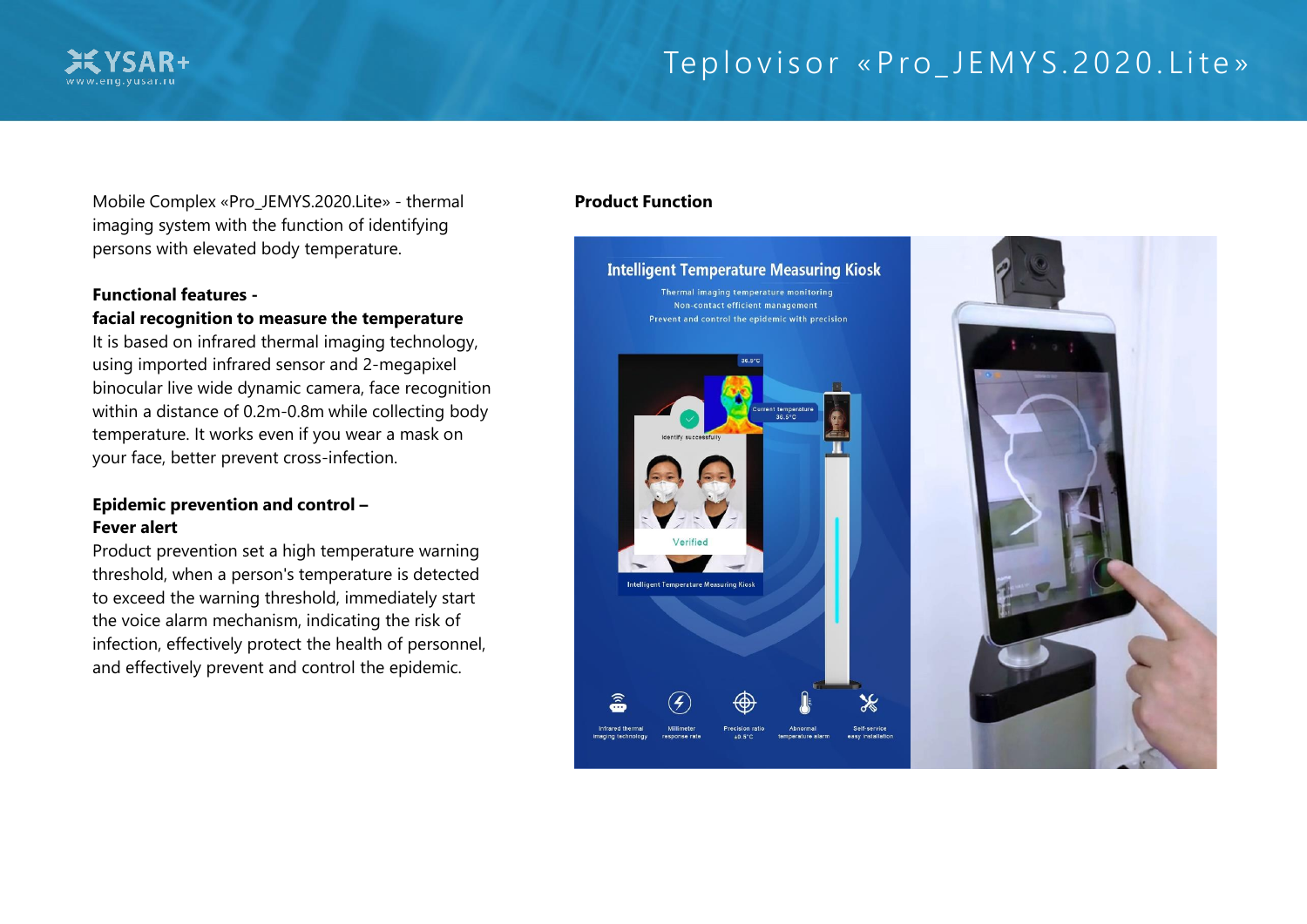# Teplovisor «Pro_JEMYS.2020.Lite»

Mobile Complex «Pro_JEMYS.2020.Lite» - thermal imaging system with the function of identifying persons with elevated body temperature.

**Functional features -**
**facial recognition to measure the temperature**
It is based on infrared thermal imaging technology, using imported infrared sensor and 2-megapixel binocular live wide dynamic camera, face recognition within a distance of 0.2m-0.8m while collecting body temperature. It works even if you wear a mask on your face, better prevent cross-infection.

**Epidemic prevention and control –**
**Fever alert**
Product prevention set a high temperature warning threshold, when a person's temperature is detected to exceed the warning threshold, immediately start the voice alarm mechanism, indicating the risk of infection, effectively protect the health of personnel, and effectively prevent and control the epidemic.

**Product Function**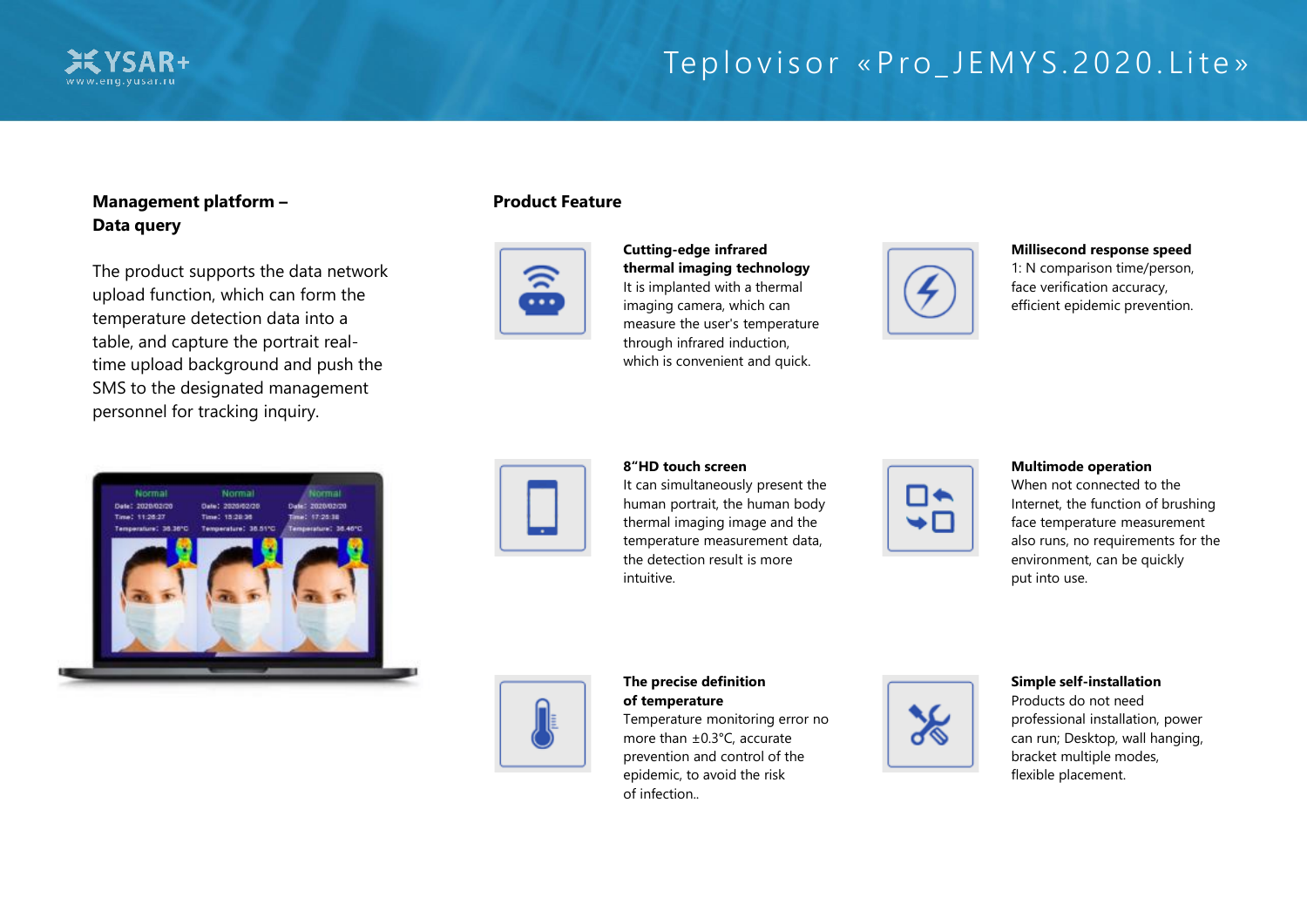## Management platform – Data query

The product supports the data network upload function, which can form the temperature detection data into a table, and capture the portrait real-time upload background and push the SMS to the designated management personnel for tracking inquiry.

## Product Feature

**Cutting-edge infrared thermal imaging technology**
It is implanted with a thermal imaging camera, which can measure the user's temperature through infrared induction, which is convenient and quick.

**Millisecond response speed**
1: N comparison time/person, face verification accuracy, efficient epidemic prevention.

**8"HD touch screen**
It can simultaneously present the human portrait, the human body thermal imaging image and the temperature measurement data, the detection result is more intuitive.

**Multimode operation**
When not connected to the Internet, the function of brushing face temperature measurement also runs, no requirements for the environment, can be quickly put into use.

**The precise definition of temperature**
Temperature monitoring error no more than ±0.3°C, accurate prevention and control of the epidemic, to avoid the risk of infection..

**Simple self-installation**
Products do not need professional installation, power can run; Desktop, wall hanging, bracket multiple modes, flexible placement.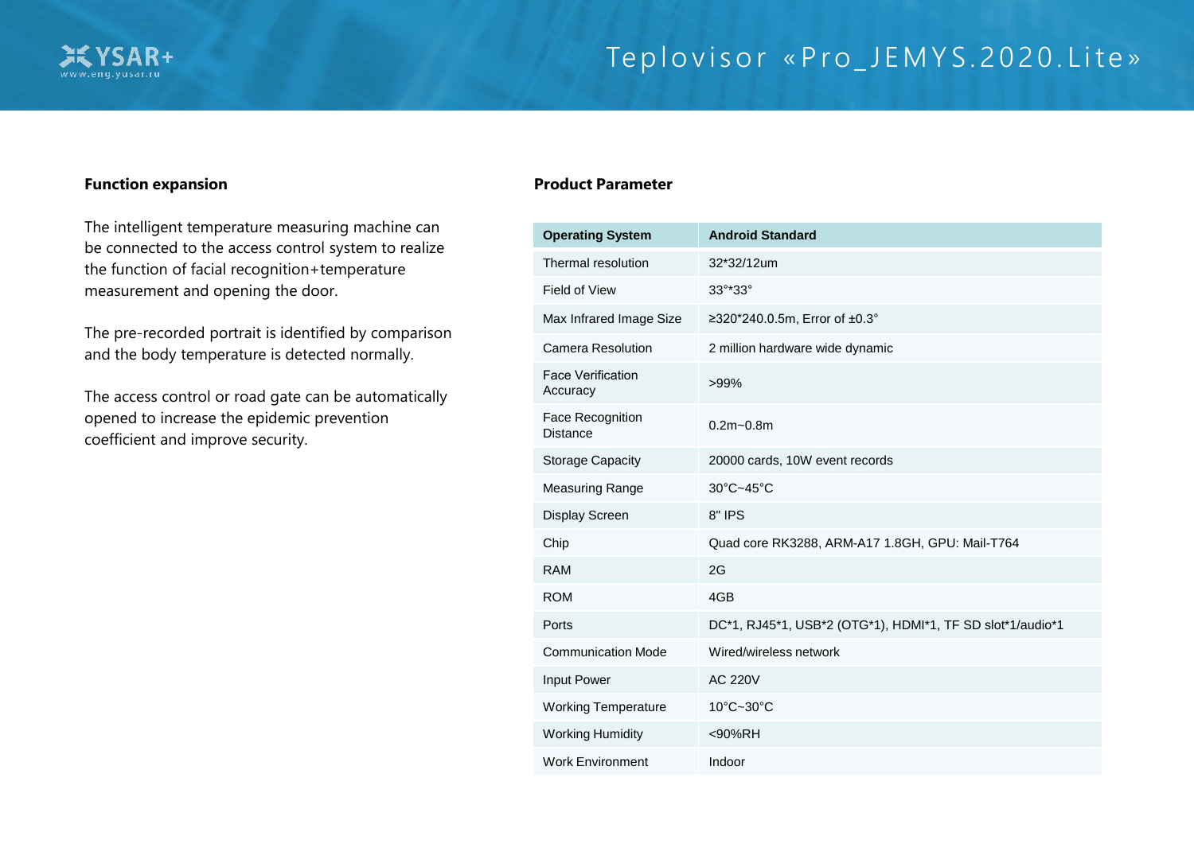## Function expansion

The intelligent temperature measuring machine can be connected to the access control system to realize the function of facial recognition+temperature measurement and opening the door.

The pre-recorded portrait is identified by comparison and the body temperature is detected normally.

The access control or road gate can be automatically opened to increase the epidemic prevention coefficient and improve security.

## Product Parameter

| Operating System | Android Standard |
|---|---|
| Thermal resolution | 32*32/12um |
| Field of View | 33°*33° |
| Max Infrared Image Size | ≥320*240.0.5m, Error of ±0.3° |
| Camera Resolution | 2 million hardware wide dynamic |
| Face Verification Accuracy | >99% |
| Face Recognition Distance | 0.2m~0.8m |
| Storage Capacity | 20000 cards, 10W event records |
| Measuring Range | 30°C~45°C |
| Display Screen | 8" IPS |
| Chip | Quad core RK3288, ARM-A17 1.8GH, GPU: Mail-T764 |
| RAM | 2G |
| ROM | 4GB |
| Ports | DC*1, RJ45*1, USB*2 (OTG*1), HDMI*1, TF SD slot*1/audio*1 |
| Communication Mode | Wired/wireless network |
| Input Power | AC 220V |
| Working Temperature | 10°C~30°C |
| Working Humidity | <90%RH |
| Work Environment | Indoor |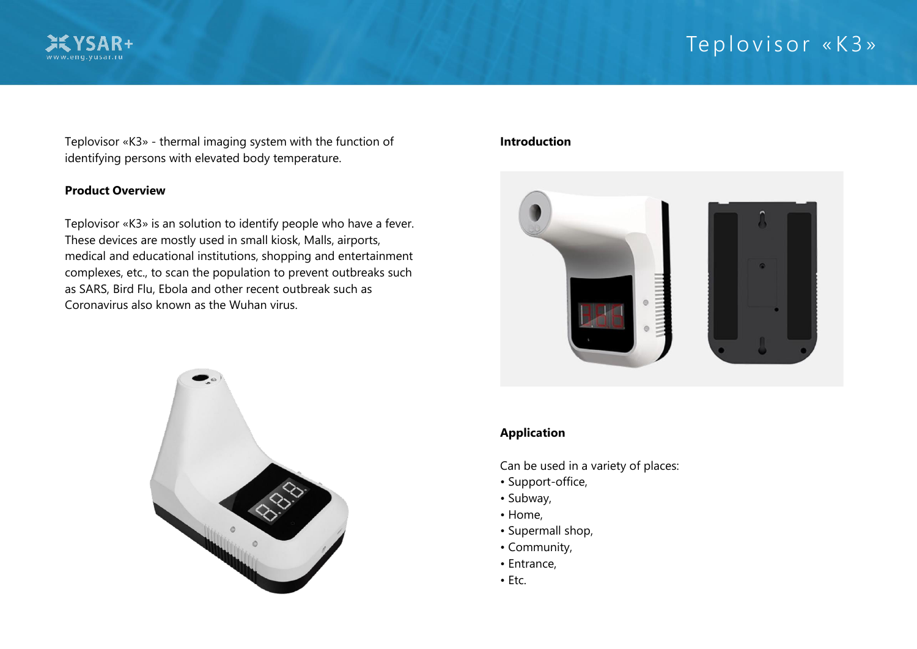# Teplovisor «K3»

Teplovisor «K3» - thermal imaging system with the function of identifying persons with elevated body temperature.

**Product Overview**

Teplovisor «K3» is an solution to identify people who have a fever. These devices are mostly used in small kiosk, Malls, airports, medical and educational institutions, shopping and entertainment complexes, etc., to scan the population to prevent outbreaks such as SARS, Bird Flu, Ebola and other recent outbreak such as Coronavirus also known as the Wuhan virus.

**Introduction**

**Application**

Can be used in a variety of places:

- Support-office,
- Subway,
- Home,
- Supermall shop,
- Community,
- Entrance,
- Etc.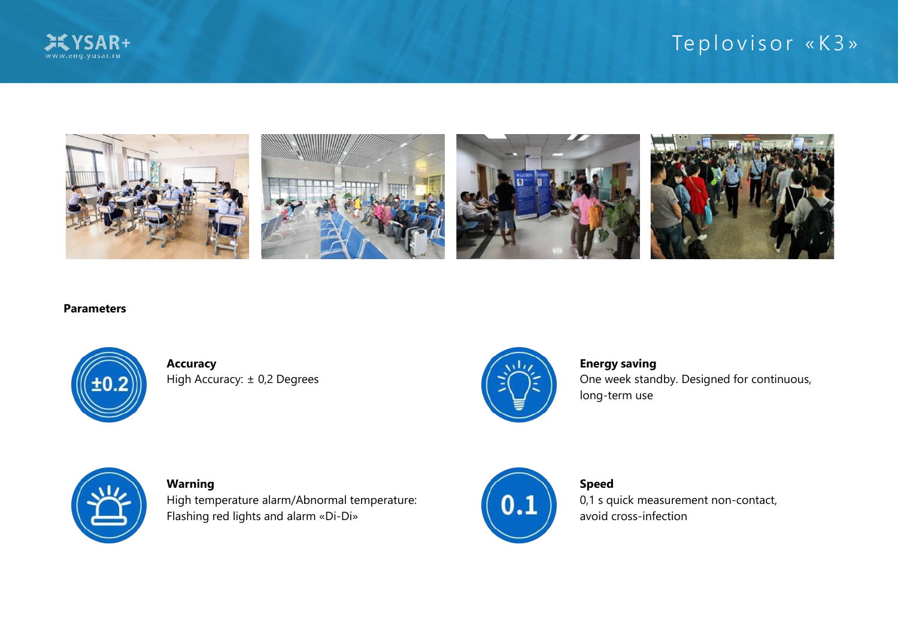**Parameters**

**Accuracy**
High Accuracy: ± 0,2 Degrees

**Energy saving**
One week standby. Designed for continuous, long-term use

**Warning**
High temperature alarm/Abnormal temperature: Flashing red lights and alarm «Di-Di»

**Speed**
0,1 s quick measurement non-contact, avoid cross-infection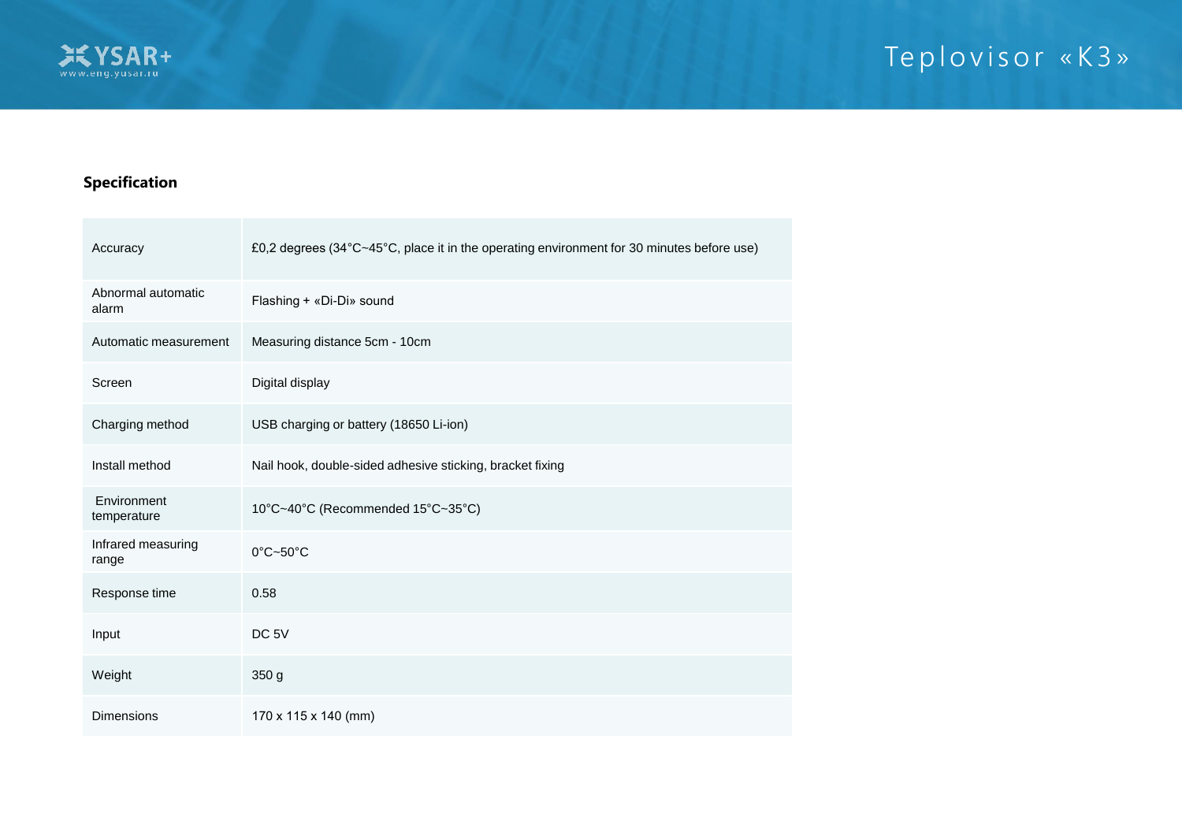## Specification

| | |
|---|---|
| Accuracy | £0,2 degrees (34°C~45°C, place it in the operating environment for 30 minutes before use) |
| Abnormal automatic alarm | Flashing + «Di-Di» sound |
| Automatic measurement | Measuring distance 5cm - 10cm |
| Screen | Digital display |
| Charging method | USB charging or battery (18650 Li-ion) |
| Install method | Nail hook, double-sided adhesive sticking, bracket fixing |
| Environment temperature | 10°C~40°C (Recommended 15°C~35°C) |
| Infrared measuring range | 0°C~50°C |
| Response time | 0.58 |
| Input | DC 5V |
| Weight | 350 g |
| Dimensions | 170 x 115 x 140 (mm) |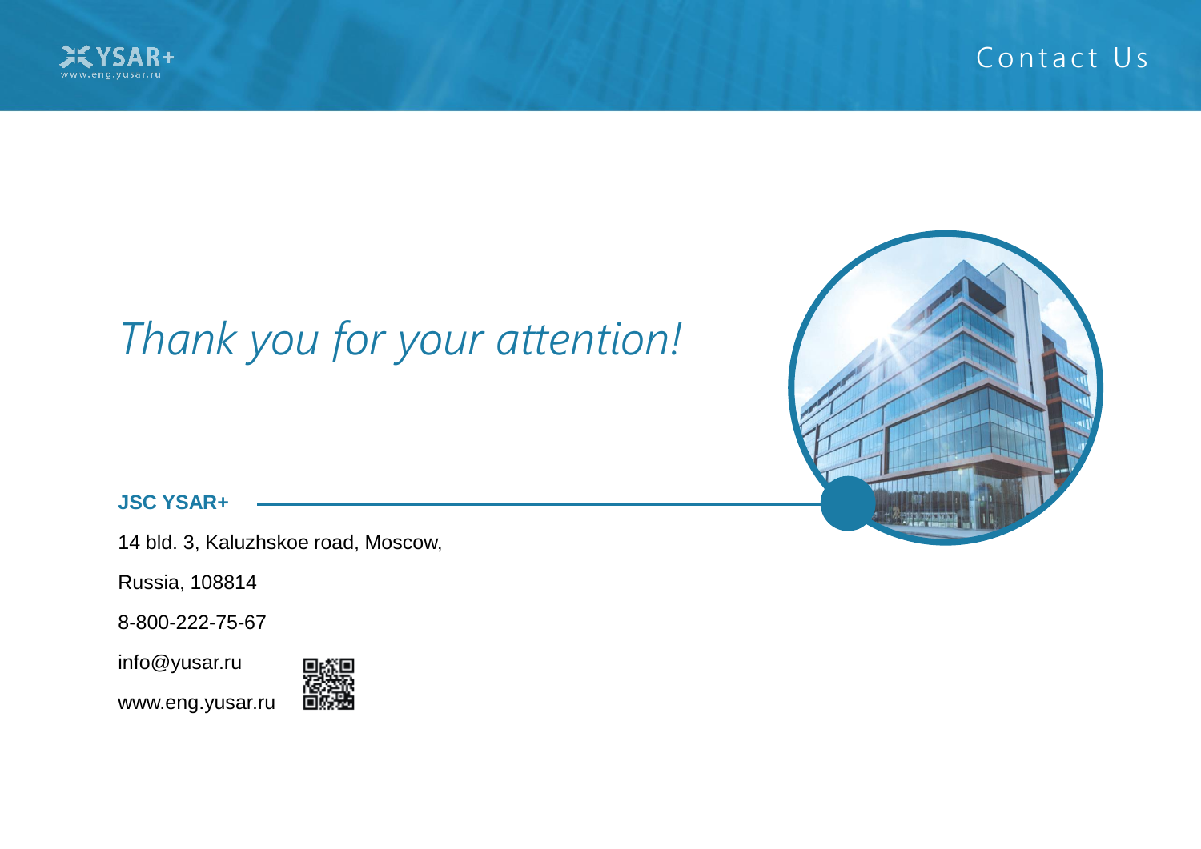# Contact Us

*Thank you for your attention!*

**JSC YSAR+**

14 bld. 3, Kaluzhskoe road, Moscow,

Russia, 108814

8-800-222-75-67

info@yusar.ru

www.eng.yusar.ru